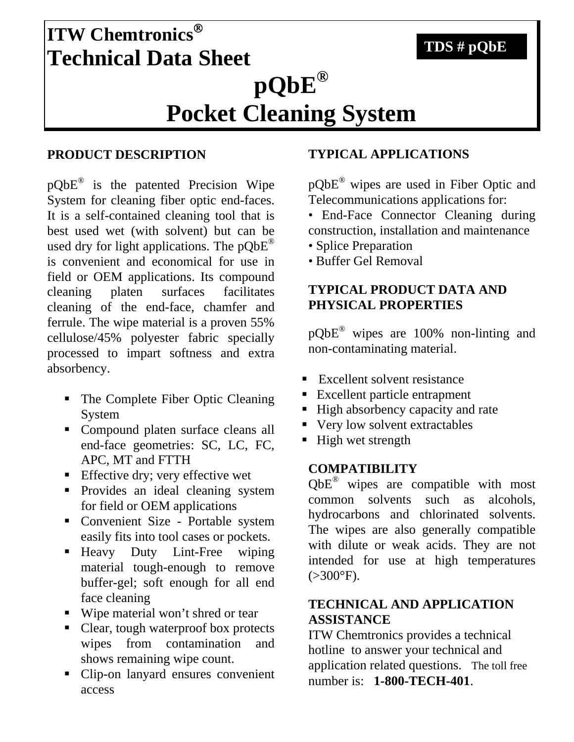# ITW Chemtronics®
# Technical Data Sheet

**TDS # pQbE**

# pQbE®
# Pocket Cleaning System

## PRODUCT DESCRIPTION

pQbE® is the patented Precision Wipe System for cleaning fiber optic end-faces. It is a self-contained cleaning tool that is best used wet (with solvent) but can be used dry for light applications. The pQbE® is convenient and economical for use in field or OEM applications. Its compound cleaning platen surfaces facilitates cleaning of the end-face, chamfer and ferrule. The wipe material is a proven 55% cellulose/45% polyester fabric specially processed to impart softness and extra absorbency.

- The Complete Fiber Optic Cleaning System
- Compound platen surface cleans all end-face geometries: SC, LC, FC, APC, MT and FTTH
- Effective dry; very effective wet
- Provides an ideal cleaning system for field or OEM applications
- Convenient Size - Portable system easily fits into tool cases or pockets.
- Heavy Duty Lint-Free wiping material tough-enough to remove buffer-gel; soft enough for all end face cleaning
- Wipe material won't shred or tear
- Clear, tough waterproof box protects wipes from contamination and shows remaining wipe count.
- Clip-on lanyard ensures convenient access

## TYPICAL APPLICATIONS

pQbE® wipes are used in Fiber Optic and Telecommunications applications for:

- End-Face Connector Cleaning during construction, installation and maintenance
- Splice Preparation
- Buffer Gel Removal

## TYPICAL PRODUCT DATA AND PHYSICAL PROPERTIES

pQbE® wipes are 100% non-linting and non-contaminating material.

- Excellent solvent resistance
- Excellent particle entrapment
- High absorbency capacity and rate
- Very low solvent extractables
- High wet strength

## COMPATIBILITY

QbE® wipes are compatible with most common solvents such as alcohols, hydrocarbons and chlorinated solvents. The wipes are also generally compatible with dilute or weak acids. They are not intended for use at high temperatures (>300°F).

## TECHNICAL AND APPLICATION ASSISTANCE

ITW Chemtronics provides a technical hotline to answer your technical and application related questions. The toll free number is: **1-800-TECH-401**.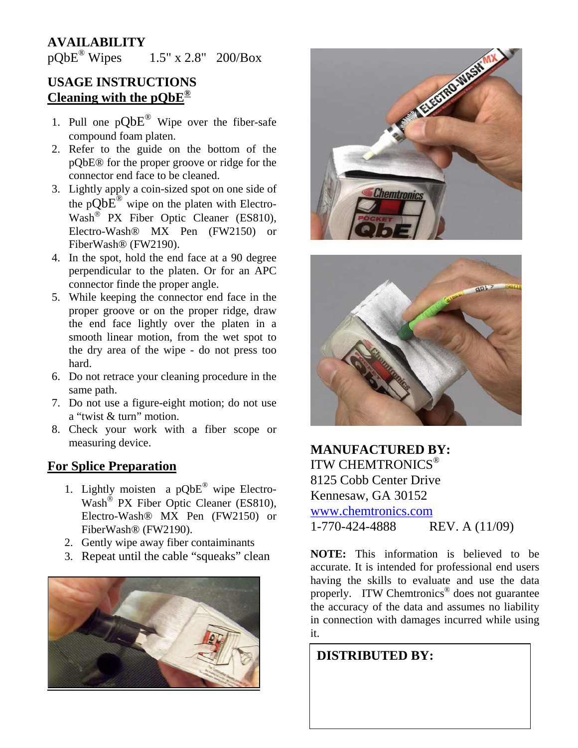## AVAILABILITY

pQbE® Wipes 1.5" x 2.8" 200/Box

## USAGE INSTRUCTIONS

### Cleaning with the pQbE®

1. Pull one pQbE® Wipe over the fiber-safe compound foam platen.
2. Refer to the guide on the bottom of the pQbE® for the proper groove or ridge for the connector end face to be cleaned.
3. Lightly apply a coin-sized spot on one side of the pQbE® wipe on the platen with Electro-Wash® PX Fiber Optic Cleaner (ES810), Electro-Wash® MX Pen (FW2150) or FiberWash® (FW2190).
4. In the spot, hold the end face at a 90 degree perpendicular to the platen. Or for an APC connector finde the proper angle.
5. While keeping the connector end face in the proper groove or on the proper ridge, draw the end face lightly over the platen in a smooth linear motion, from the wet spot to the dry area of the wipe - do not press too hard.
6. Do not retrace your cleaning procedure in the same path.
7. Do not use a figure-eight motion; do not use a "twist & turn" motion.
8. Check your work with a fiber scope or measuring device.

### For Splice Preparation

1. Lightly moisten a pQbE® wipe Electro-Wash® PX Fiber Optic Cleaner (ES810), Electro-Wash® MX Pen (FW2150) or FiberWash® (FW2190).
2. Gently wipe away fiber containimants
3. Repeat until the cable "squeaks" clean

**MANUFACTURED BY:**
ITW CHEMTRONICS®
8125 Cobb Center Drive
Kennesaw, GA 30152
www.chemtronics.com
1-770-424-4888 REV. A (11/09)

**NOTE:** This information is believed to be accurate. It is intended for professional end users having the skills to evaluate and use the data properly. ITW Chemtronics® does not guarantee the accuracy of the data and assumes no liability in connection with damages incurred while using it.

**DISTRIBUTED BY:**